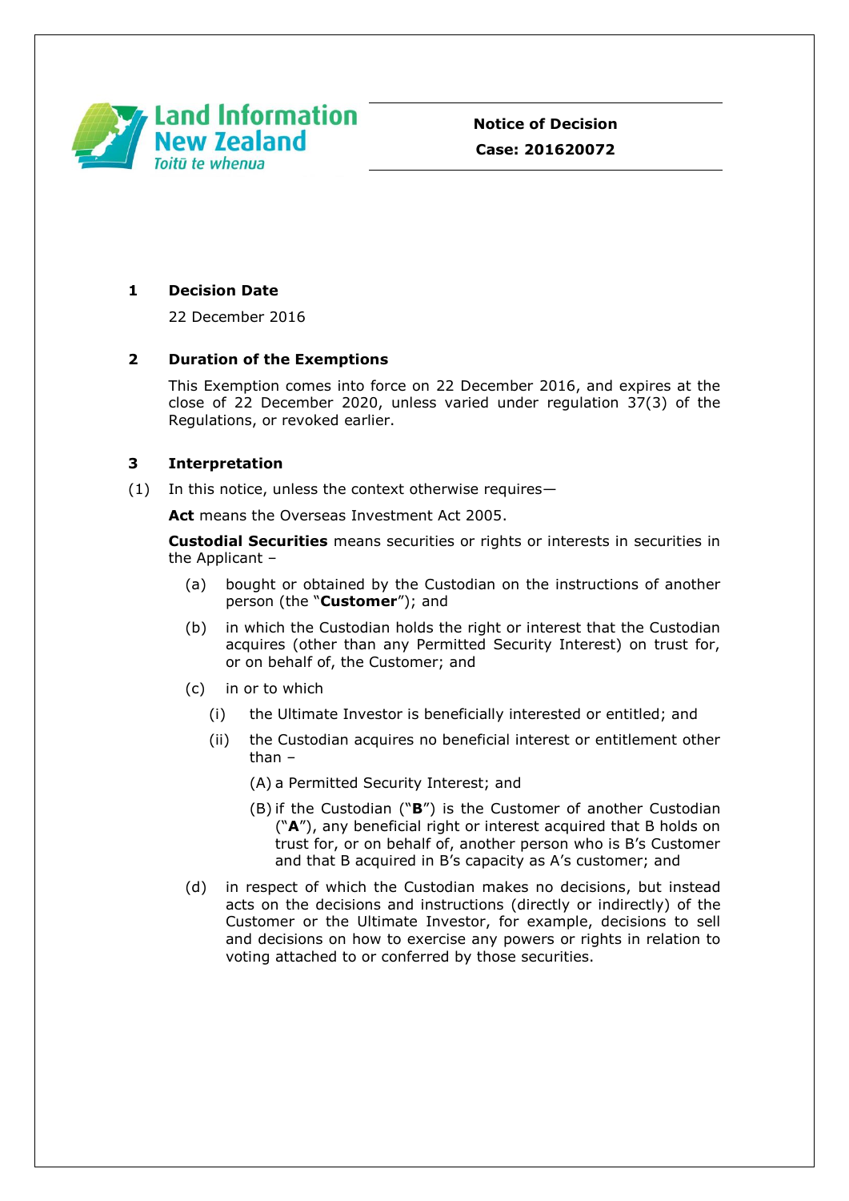Land Information New Zealand
Toitū te whenua

**Notice of Decision**
**Case: 201620072**

## 1 Decision Date

22 December 2016

## 2 Duration of the Exemptions

This Exemption comes into force on 22 December 2016, and expires at the close of 22 December 2020, unless varied under regulation 37(3) of the Regulations, or revoked earlier.

## 3 Interpretation

(1) In this notice, unless the context otherwise requires—

**Act** means the Overseas Investment Act 2005.

**Custodial Securities** means securities or rights or interests in securities in the Applicant –

- (a) bought or obtained by the Custodian on the instructions of another person (the "**Customer**"); and
- (b) in which the Custodian holds the right or interest that the Custodian acquires (other than any Permitted Security Interest) on trust for, or on behalf of, the Customer; and
- (c) in or to which
  - (i) the Ultimate Investor is beneficially interested or entitled; and
  - (ii) the Custodian acquires no beneficial interest or entitlement other than –
    - (A) a Permitted Security Interest; and
    - (B) if the Custodian ("**B**") is the Customer of another Custodian ("**A**"), any beneficial right or interest acquired that B holds on trust for, or on behalf of, another person who is B's Customer and that B acquired in B's capacity as A's customer; and
- (d) in respect of which the Custodian makes no decisions, but instead acts on the decisions and instructions (directly or indirectly) of the Customer or the Ultimate Investor, for example, decisions to sell and decisions on how to exercise any powers or rights in relation to voting attached to or conferred by those securities.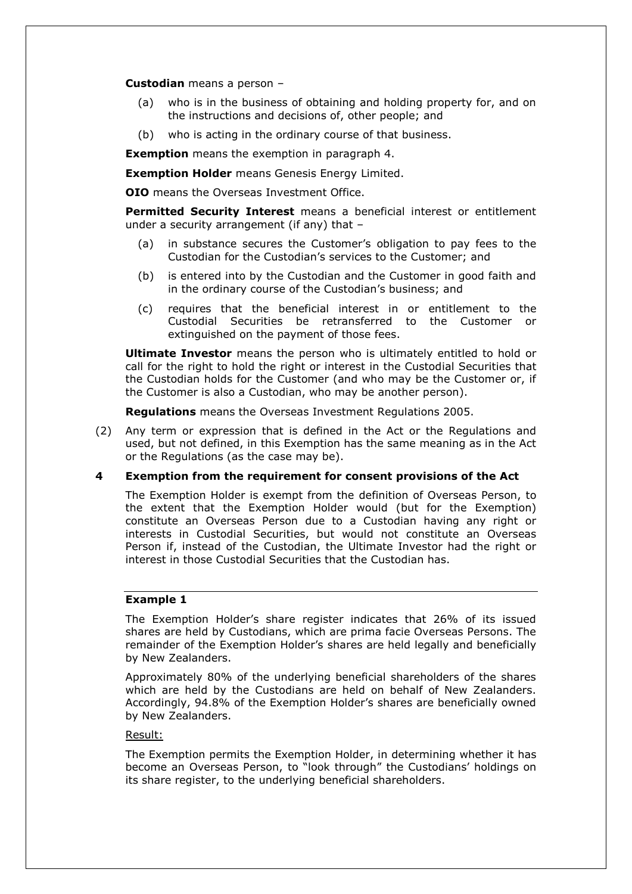**Custodian** means a person –

(a) who is in the business of obtaining and holding property for, and on the instructions and decisions of, other people; and

(b) who is acting in the ordinary course of that business.

**Exemption** means the exemption in paragraph 4.

**Exemption Holder** means Genesis Energy Limited.

**OIO** means the Overseas Investment Office.

**Permitted Security Interest** means a beneficial interest or entitlement under a security arrangement (if any) that –

(a) in substance secures the Customer's obligation to pay fees to the Custodian for the Custodian's services to the Customer; and

(b) is entered into by the Custodian and the Customer in good faith and in the ordinary course of the Custodian's business; and

(c) requires that the beneficial interest in or entitlement to the Custodial Securities be retransferred to the Customer or extinguished on the payment of those fees.

**Ultimate Investor** means the person who is ultimately entitled to hold or call for the right to hold the right or interest in the Custodial Securities that the Custodian holds for the Customer (and who may be the Customer or, if the Customer is also a Custodian, who may be another person).

**Regulations** means the Overseas Investment Regulations 2005.

(2) Any term or expression that is defined in the Act or the Regulations and used, but not defined, in this Exemption has the same meaning as in the Act or the Regulations (as the case may be).

## 4 Exemption from the requirement for consent provisions of the Act

The Exemption Holder is exempt from the definition of Overseas Person, to the extent that the Exemption Holder would (but for the Exemption) constitute an Overseas Person due to a Custodian having any right or interests in Custodial Securities, but would not constitute an Overseas Person if, instead of the Custodian, the Ultimate Investor had the right or interest in those Custodial Securities that the Custodian has.

---

**Example 1**

The Exemption Holder's share register indicates that 26% of its issued shares are held by Custodians, which are prima facie Overseas Persons. The remainder of the Exemption Holder's shares are held legally and beneficially by New Zealanders.

Approximately 80% of the underlying beneficial shareholders of the shares which are held by the Custodians are held on behalf of New Zealanders. Accordingly, 94.8% of the Exemption Holder's shares are beneficially owned by New Zealanders.

Result:

The Exemption permits the Exemption Holder, in determining whether it has become an Overseas Person, to "look through" the Custodians' holdings on its share register, to the underlying beneficial shareholders.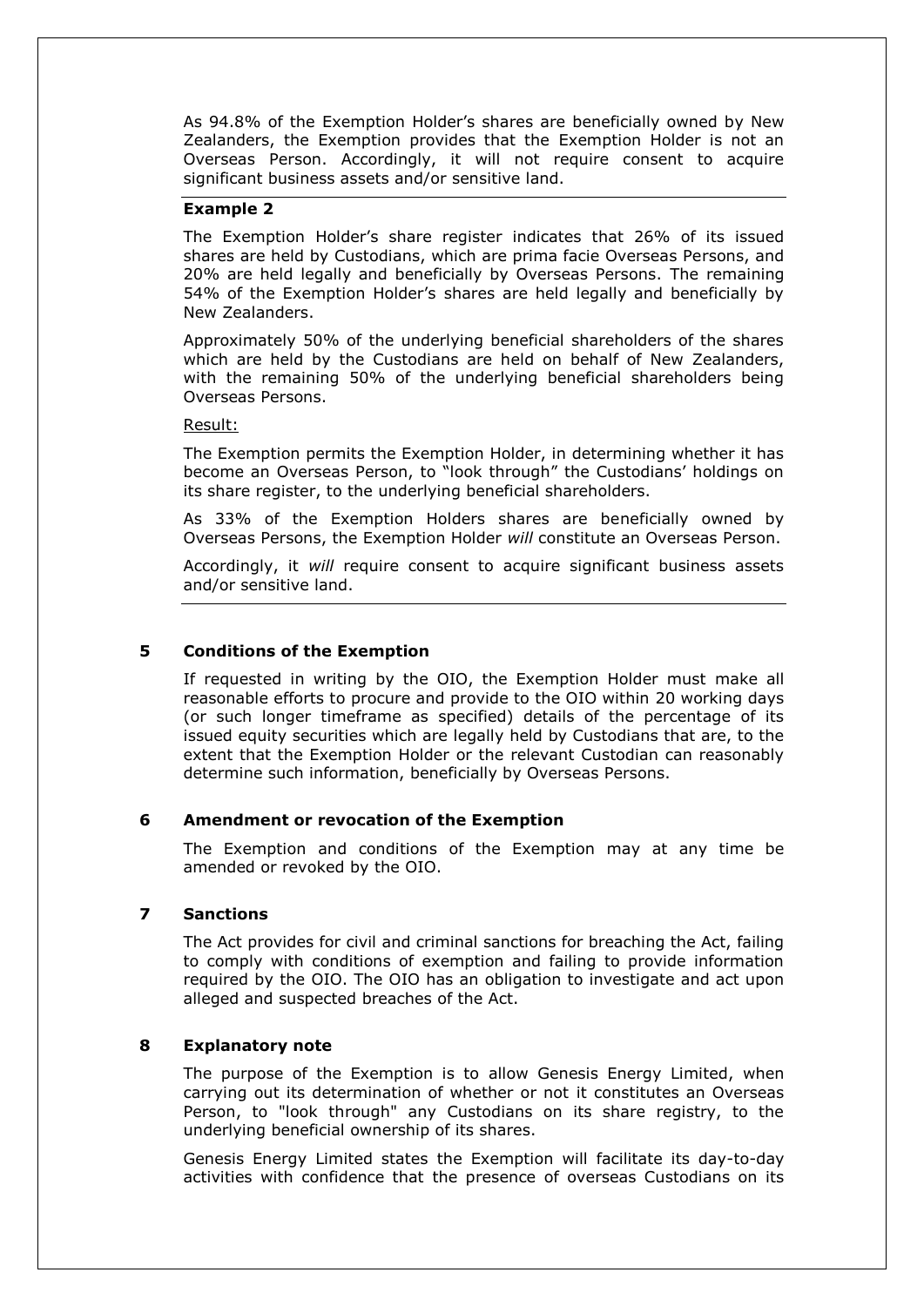As 94.8% of the Exemption Holder's shares are beneficially owned by New Zealanders, the Exemption provides that the Exemption Holder is not an Overseas Person. Accordingly, it will not require consent to acquire significant business assets and/or sensitive land.

---

**Example 2**

The Exemption Holder's share register indicates that 26% of its issued shares are held by Custodians, which are prima facie Overseas Persons, and 20% are held legally and beneficially by Overseas Persons. The remaining 54% of the Exemption Holder's shares are held legally and beneficially by New Zealanders.

Approximately 50% of the underlying beneficial shareholders of the shares which are held by the Custodians are held on behalf of New Zealanders, with the remaining 50% of the underlying beneficial shareholders being Overseas Persons.

Result:

The Exemption permits the Exemption Holder, in determining whether it has become an Overseas Person, to "look through" the Custodians' holdings on its share register, to the underlying beneficial shareholders.

As 33% of the Exemption Holders shares are beneficially owned by Overseas Persons, the Exemption Holder *will* constitute an Overseas Person.

Accordingly, it *will* require consent to acquire significant business assets and/or sensitive land.

---

## 5 Conditions of the Exemption

If requested in writing by the OIO, the Exemption Holder must make all reasonable efforts to procure and provide to the OIO within 20 working days (or such longer timeframe as specified) details of the percentage of its issued equity securities which are legally held by Custodians that are, to the extent that the Exemption Holder or the relevant Custodian can reasonably determine such information, beneficially by Overseas Persons.

## 6 Amendment or revocation of the Exemption

The Exemption and conditions of the Exemption may at any time be amended or revoked by the OIO.

## 7 Sanctions

The Act provides for civil and criminal sanctions for breaching the Act, failing to comply with conditions of exemption and failing to provide information required by the OIO. The OIO has an obligation to investigate and act upon alleged and suspected breaches of the Act.

## 8 Explanatory note

The purpose of the Exemption is to allow Genesis Energy Limited, when carrying out its determination of whether or not it constitutes an Overseas Person, to "look through" any Custodians on its share registry, to the underlying beneficial ownership of its shares.

Genesis Energy Limited states the Exemption will facilitate its day-to-day activities with confidence that the presence of overseas Custodians on its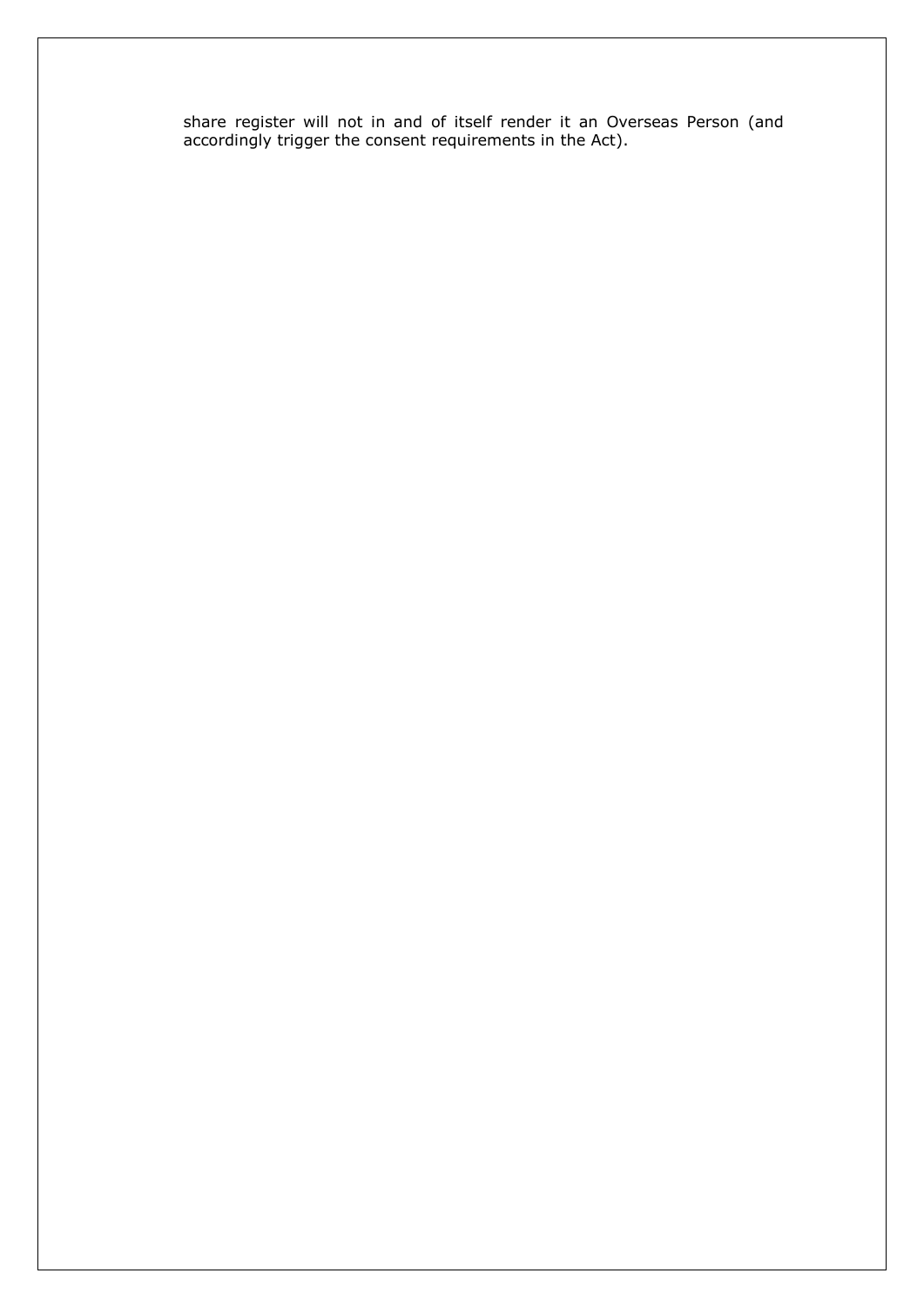share register will not in and of itself render it an Overseas Person (and accordingly trigger the consent requirements in the Act).